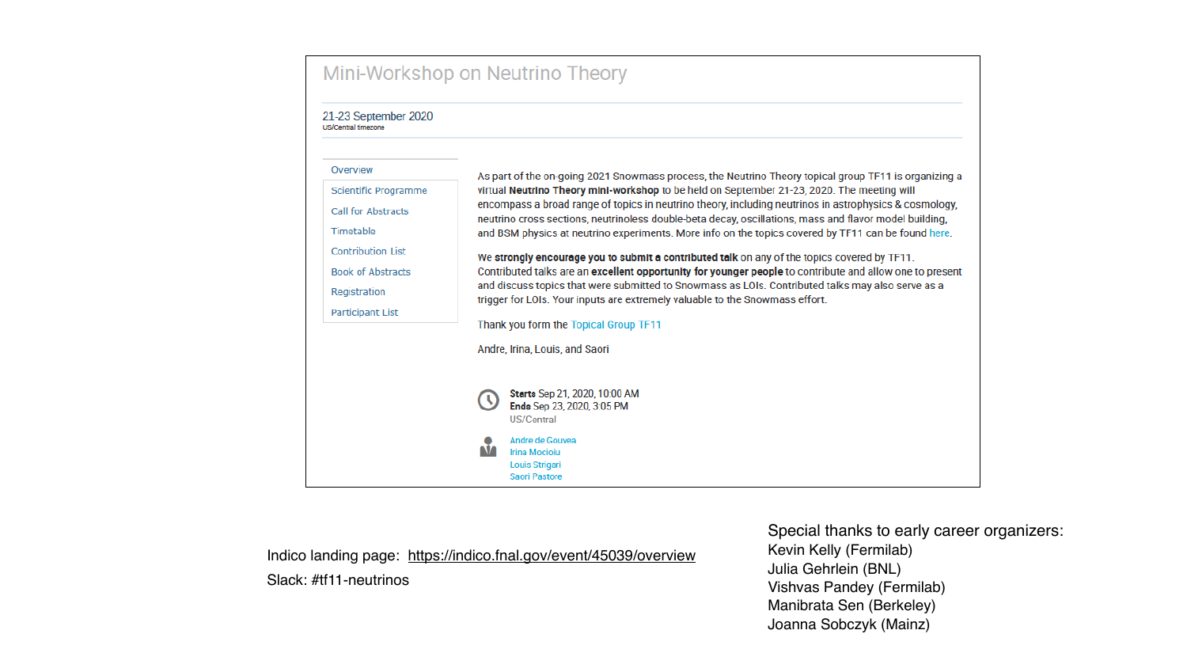# Mini-Workshop on Neutrino Theory

21-23 September 2020
US/Central timezone

- Overview
- Scientific Programme
- Call for Abstracts
- Timetable
- Contribution List
- Book of Abstracts
- Registration
- Participant List

As part of the on-going 2021 Snowmass process, the Neutrino Theory topical group TF11 is organizing a virtual **Neutrino Theory mini-workshop** to be held on September 21-23, 2020. The meeting will encompass a broad range of topics in neutrino theory, including neutrinos in astrophysics & cosmology, neutrino cross sections, neutrinoless double-beta decay, oscillations, mass and flavor model building, and BSM physics at neutrino experiments. More info on the topics covered by TF11 can be found here.

We **strongly encourage you to submit a contributed talk** on any of the topics covered by TF11. Contributed talks are an **excellent opportunity for younger people** to contribute and allow one to present and discuss topics that were submitted to Snowmass as LOIs. Contributed talks may also serve as a trigger for LOIs. Your inputs are extremely valuable to the Snowmass effort.

Thank you form the Topical Group TF11

Andre, Irina, Louis, and Saori

**Starts** Sep 21, 2020, 10:00 AM
**Ends** Sep 23, 2020, 3:05 PM
US/Central

Andre de Gouvea
Irina Mocioiu
Louis Strigari
Saori Pastore

Indico landing page: https://indico.fnal.gov/event/45039/overview

Slack: #tf11-neutrinos

Special thanks to early career organizers:
Kevin Kelly (Fermilab)
Julia Gehrlein (BNL)
Vishvas Pandey (Fermilab)
Manibrata Sen (Berkeley)
Joanna Sobczyk (Mainz)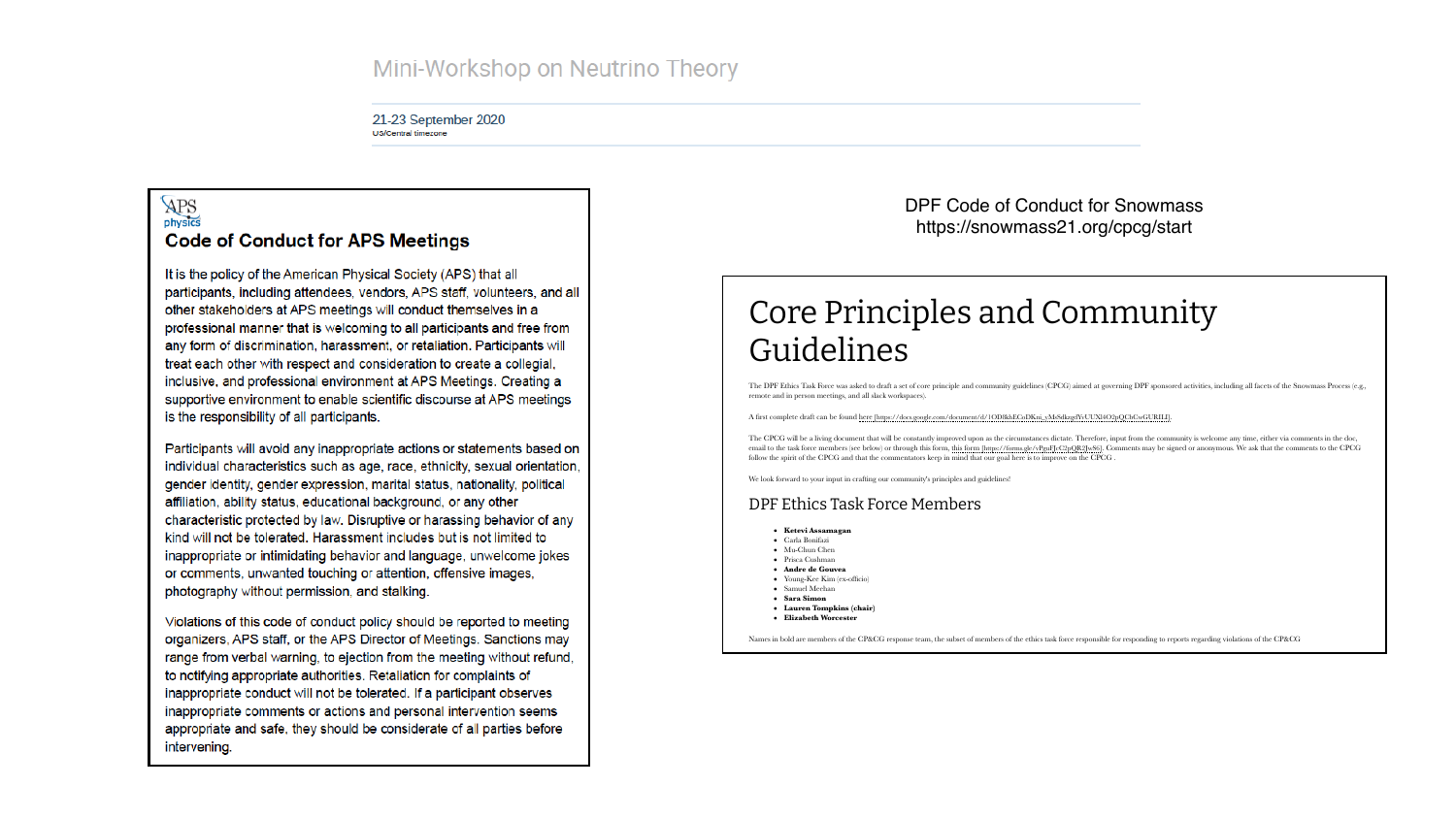Mini-Workshop on Neutrino Theory

21-23 September 2020

US/Central timezone

APS physics

## Code of Conduct for APS Meetings

It is the policy of the American Physical Society (APS) that all participants, including attendees, vendors, APS staff, volunteers, and all other stakeholders at APS meetings will conduct themselves in a professional manner that is welcoming to all participants and free from any form of discrimination, harassment, or retaliation. Participants will treat each other with respect and consideration to create a collegial, inclusive, and professional environment at APS Meetings. Creating a supportive environment to enable scientific discourse at APS meetings is the responsibility of all participants.

Participants will avoid any inappropriate actions or statements based on individual characteristics such as age, race, ethnicity, sexual orientation, gender identity, gender expression, marital status, nationality, political affiliation, ability status, educational background, or any other characteristic protected by law. Disruptive or harassing behavior of any kind will not be tolerated. Harassment includes but is not limited to inappropriate or intimidating behavior and language, unwelcome jokes or comments, unwanted touching or attention, offensive images, photography without permission, and stalking.

Violations of this code of conduct policy should be reported to meeting organizers, APS staff, or the APS Director of Meetings. Sanctions may range from verbal warning, to ejection from the meeting without refund, to notifying appropriate authorities. Retaliation for complaints of inappropriate conduct will not be tolerated. If a participant observes inappropriate comments or actions and personal intervention seems appropriate and safe, they should be considerate of all parties before intervening.

DPF Code of Conduct for Snowmass
https://snowmass21.org/cpcg/start

# Core Principles and Community Guidelines

The DPF Ethics Task Force was asked to draft a set of core principle and community guidelines (CPCG) aimed at governing DPF sponsored activities, including all facets of the Snowmass Process (e.g., remote and in person meetings, and all slack workspaces).

A first complete draft can be found here [https://docs.google.com/document/d/1OD8khECsDKnj_yMeSdkagdYsUUXI4O2pQChCsGURILI].

The CPCG will be a living document that will be constantly improved upon as the circumstances dictate. Therefore, input from the community is welcome any time, either via comments in the doc, email to the task force members (see below) or through this form, this form [https://forms.gle/sPpnFJeC2pQR2hsS6]. Comments may be signed or anonymous. We ask that the comments to the CPCG follow the spirit of the CPCG and that the commentators keep in mind that our goal here is to improve on the CPCG.

We look forward to your input in crafting our community's principles and guidelines!

## DPF Ethics Task Force Members

- **Ketevi Assamagan**
- Carla Bonifazi
- Mu-Chun Chen
- Prisca Cushman
- **Andre de Gouvea**
- Young-Kee Kim (ex-officio)
- Samuel Meehan
- **Sara Simon**
- **Lauren Tompkins (chair)**
- **Elizabeth Worcester**

Names in bold are members of the CP&CG response team, the subset of members of the ethics task force responsible for responding to reports regarding violations of the CP&CG